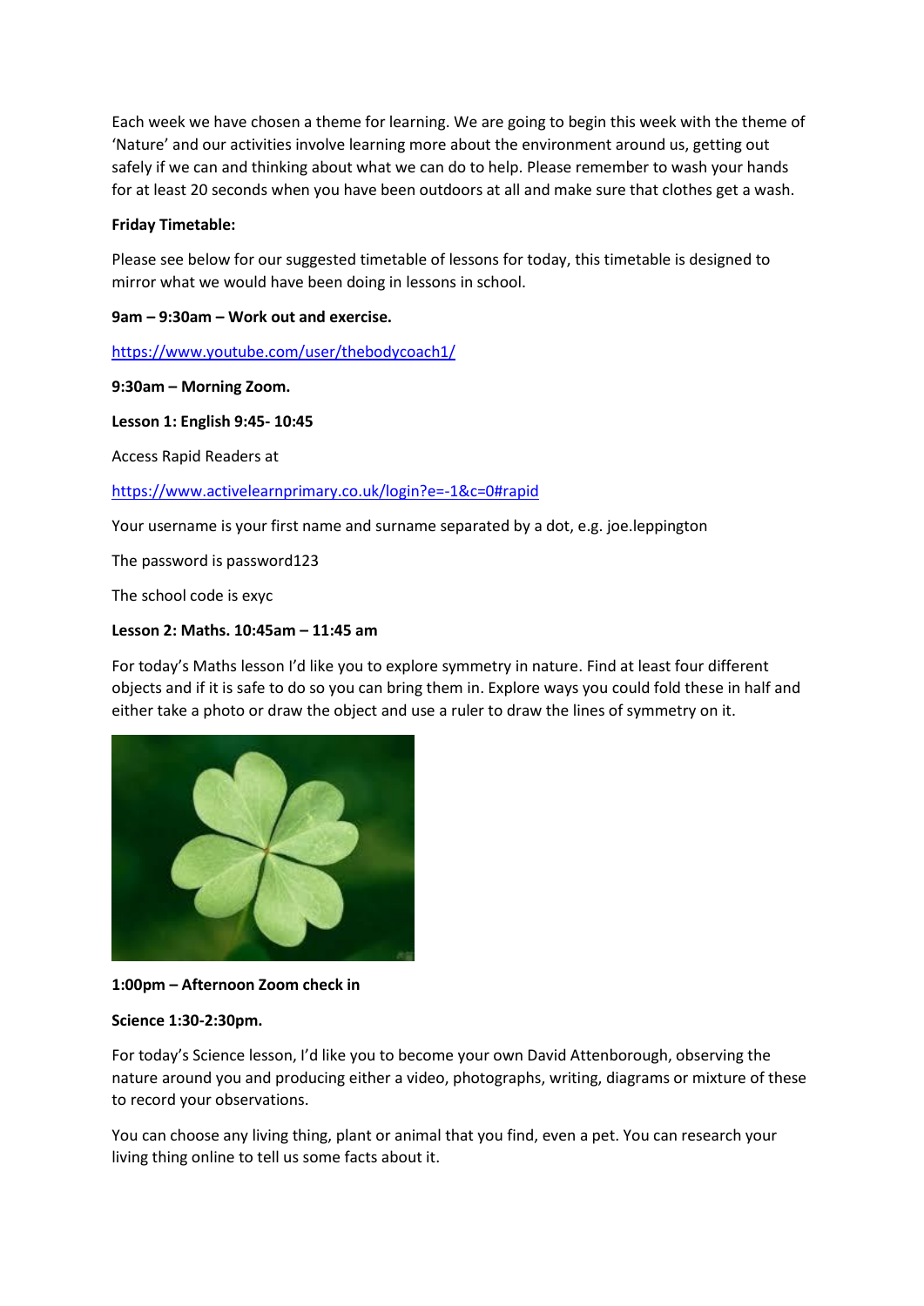Each week we have chosen a theme for learning. We are going to begin this week with the theme of 'Nature' and our activities involve learning more about the environment around us, getting out safely if we can and thinking about what we can do to help. Please remember to wash your hands for at least 20 seconds when you have been outdoors at all and make sure that clothes get a wash.

**Friday Timetable:**

Please see below for our suggested timetable of lessons for today, this timetable is designed to mirror what we would have been doing in lessons in school.

**9am – 9:30am – Work out and exercise.**

https://www.youtube.com/user/thebodycoach1/

**9:30am – Morning Zoom.**

**Lesson 1: English 9:45- 10:45**

Access Rapid Readers at

https://www.activelearnprimary.co.uk/login?e=-1&c=0#rapid

Your username is your first name and surname separated by a dot, e.g. joe.leppington

The password is password123

The school code is exyc

**Lesson 2: Maths. 10:45am – 11:45 am**

For today's Maths lesson I'd like you to explore symmetry in nature. Find at least four different objects and if it is safe to do so you can bring them in. Explore ways you could fold these in half and either take a photo or draw the object and use a ruler to draw the lines of symmetry on it.

**1:00pm – Afternoon Zoom check in**

**Science 1:30-2:30pm.**

For today's Science lesson, I'd like you to become your own David Attenborough, observing the nature around you and producing either a video, photographs, writing, diagrams or mixture of these to record your observations.

You can choose any living thing, plant or animal that you find, even a pet. You can research your living thing online to tell us some facts about it.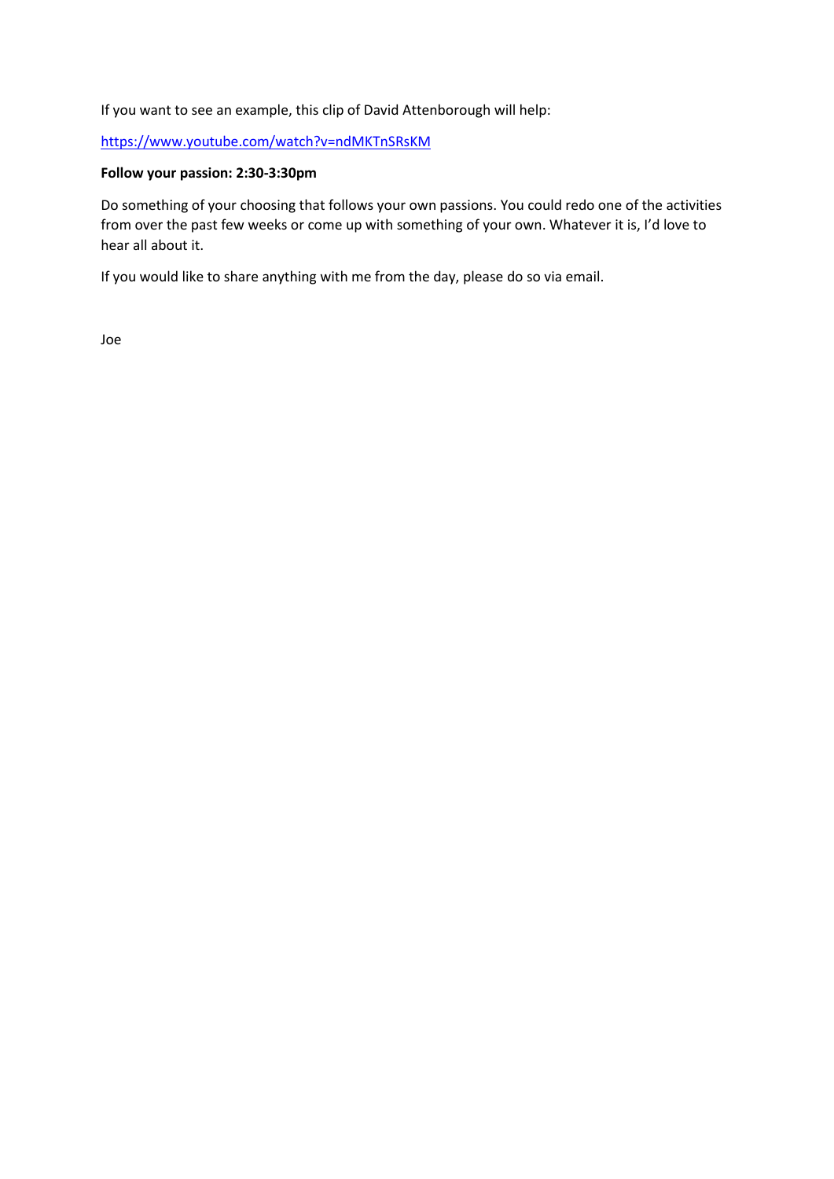If you want to see an example, this clip of David Attenborough will help:

https://www.youtube.com/watch?v=ndMKTnSRsKM

**Follow your passion: 2:30-3:30pm**

Do something of your choosing that follows your own passions. You could redo one of the activities from over the past few weeks or come up with something of your own. Whatever it is, I'd love to hear all about it.

If you would like to share anything with me from the day, please do so via email.

Joe